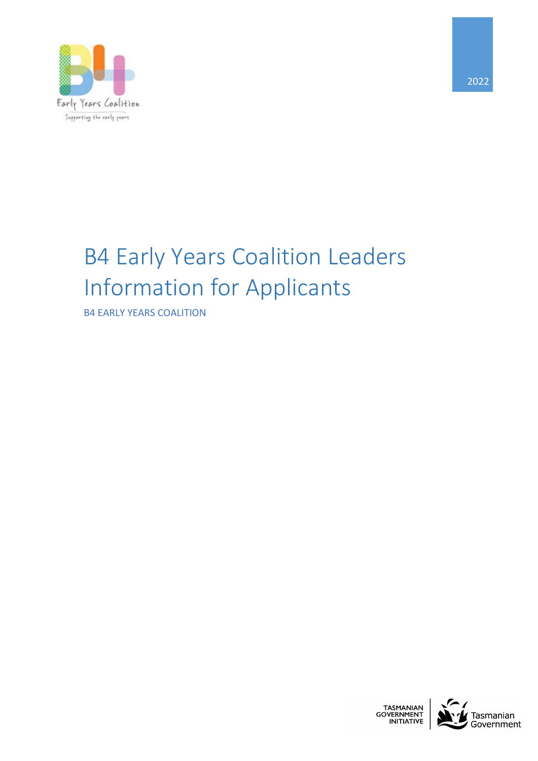2022

# B4 Early Years Coalition Leaders Information for Applicants

B4 EARLY YEARS COALITION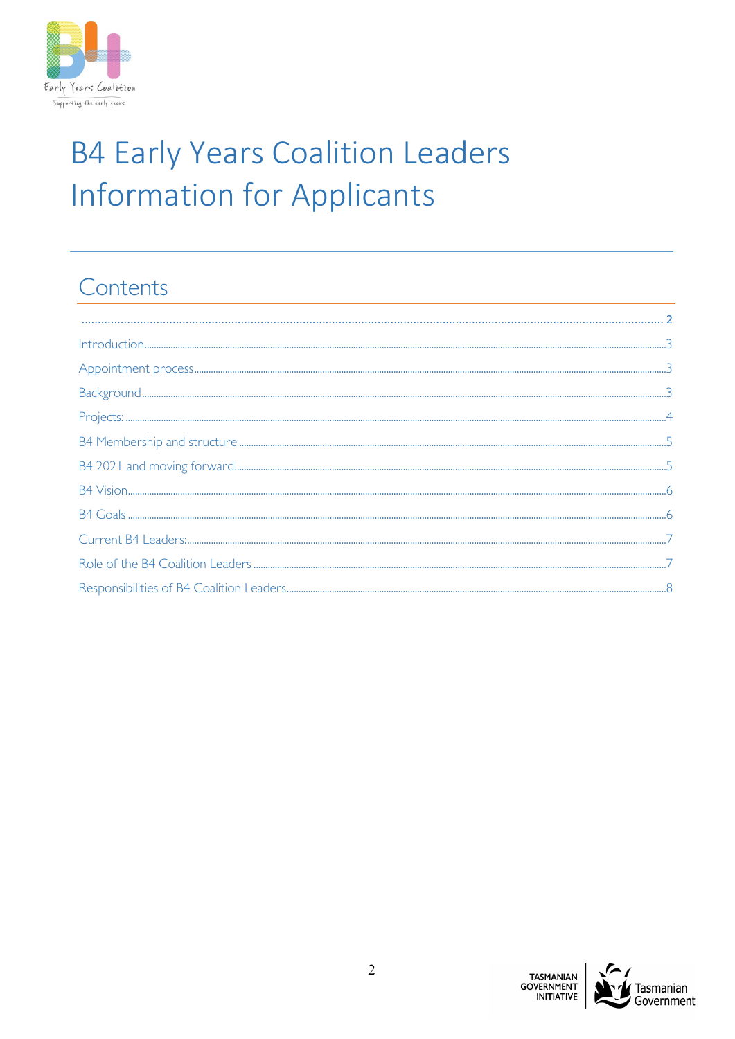# B4 Early Years Coalition Leaders Information for Applicants

## Contents

| | |
|---|---|
| | 2 |
| Introduction | 3 |
| Appointment process | 3 |
| Background | 3 |
| Projects: | 4 |
| B4 Membership and structure | 5 |
| B4 2021 and moving forward | 5 |
| B4 Vision | 6 |
| B4 Goals | 6 |
| Current B4 Leaders: | 7 |
| Role of the B4 Coalition Leaders | 7 |
| Responsibilities of B4 Coalition Leaders | 8 |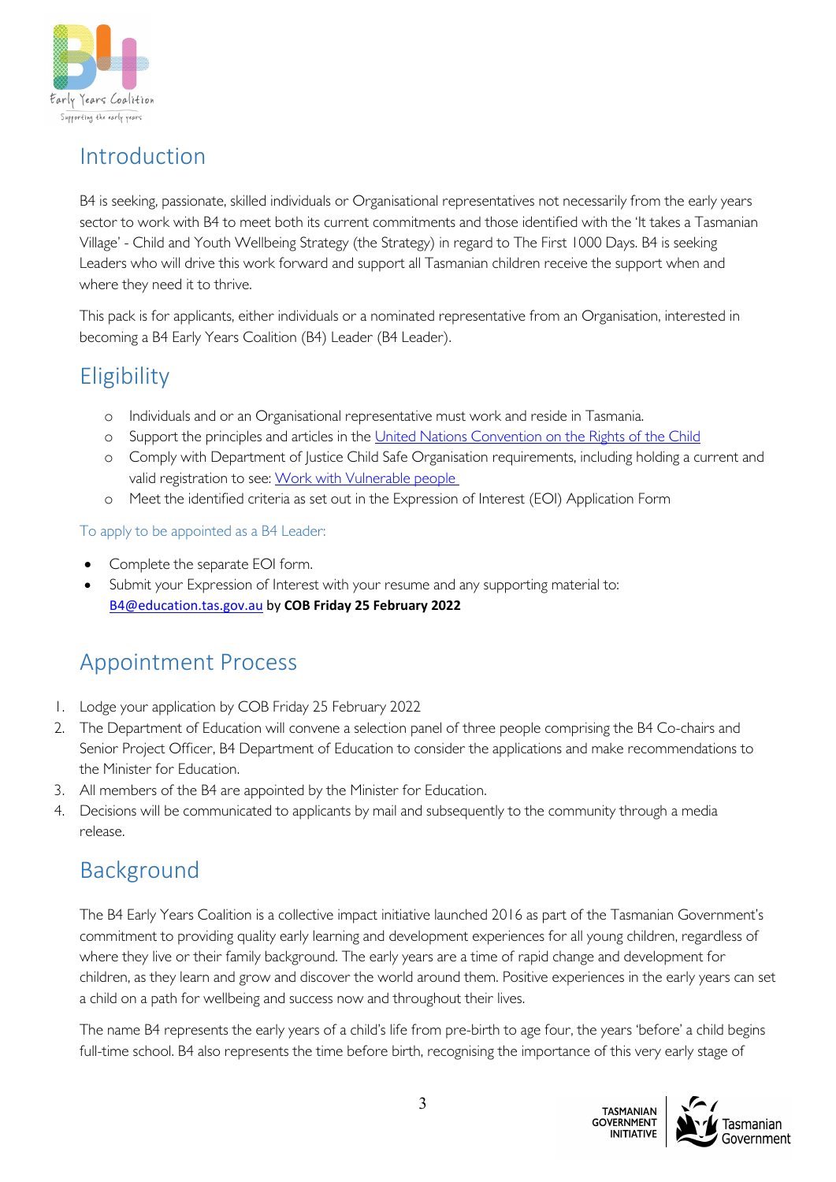## Introduction

B4 is seeking, passionate, skilled individuals or Organisational representatives not necessarily from the early years sector to work with B4 to meet both its current commitments and those identified with the 'It takes a Tasmanian Village' - Child and Youth Wellbeing Strategy (the Strategy) in regard to The First 1000 Days. B4 is seeking Leaders who will drive this work forward and support all Tasmanian children receive the support when and where they need it to thrive.

This pack is for applicants, either individuals or a nominated representative from an Organisation, interested in becoming a B4 Early Years Coalition (B4) Leader (B4 Leader).

## Eligibility

- Individuals and or an Organisational representative must work and reside in Tasmania.
- Support the principles and articles in the United Nations Convention on the Rights of the Child
- Comply with Department of Justice Child Safe Organisation requirements, including holding a current and valid registration to see: Work with Vulnerable people
- Meet the identified criteria as set out in the Expression of Interest (EOI) Application Form

### To apply to be appointed as a B4 Leader:

- Complete the separate EOI form.
- Submit your Expression of Interest with your resume and any supporting material to: B4@education.tas.gov.au by **COB Friday 25 February 2022**

## Appointment Process

1. Lodge your application by COB Friday 25 February 2022
2. The Department of Education will convene a selection panel of three people comprising the B4 Co-chairs and Senior Project Officer, B4 Department of Education to consider the applications and make recommendations to the Minister for Education.
3. All members of the B4 are appointed by the Minister for Education.
4. Decisions will be communicated to applicants by mail and subsequently to the community through a media release.

## Background

The B4 Early Years Coalition is a collective impact initiative launched 2016 as part of the Tasmanian Government's commitment to providing quality early learning and development experiences for all young children, regardless of where they live or their family background. The early years are a time of rapid change and development for children, as they learn and grow and discover the world around them. Positive experiences in the early years can set a child on a path for wellbeing and success now and throughout their lives.

The name B4 represents the early years of a child's life from pre-birth to age four, the years 'before' a child begins full-time school. B4 also represents the time before birth, recognising the importance of this very early stage of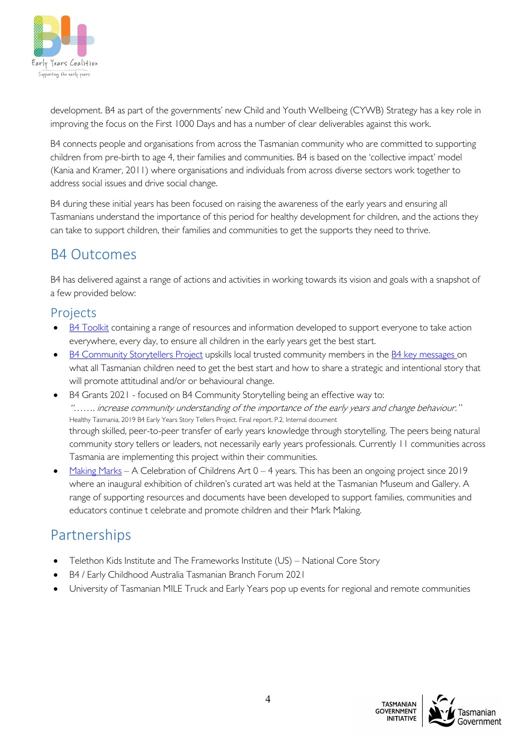development. B4 as part of the governments' new Child and Youth Wellbeing (CYWB) Strategy has a key role in improving the focus on the First 1000 Days and has a number of clear deliverables against this work.

B4 connects people and organisations from across the Tasmanian community who are committed to supporting children from pre-birth to age 4, their families and communities. B4 is based on the 'collective impact' model (Kania and Kramer, 2011) where organisations and individuals from across diverse sectors work together to address social issues and drive social change.

B4 during these initial years has been focused on raising the awareness of the early years and ensuring all Tasmanians understand the importance of this period for healthy development for children, and the actions they can take to support children, their families and communities to get the supports they need to thrive.

## B4 Outcomes

B4 has delivered against a range of actions and activities in working towards its vision and goals with a snapshot of a few provided below:

### Projects

- B4 Toolkit containing a range of resources and information developed to support everyone to take action everywhere, every day, to ensure all children in the early years get the best start.
- B4 Community Storytellers Project upskills local trusted community members in the B4 key messages on what all Tasmanian children need to get the best start and how to share a strategic and intentional story that will promote attitudinal and/or or behavioural change.
- B4 Grants 2021 - focused on B4 Community Storytelling being an effective way to:
  *"……. increase community understanding of the importance of the early years and change behaviour."*
  Healthy Tasmania, 2019 B4 Early Years Story Tellers Project. Final report. P.2. Internal document
  through skilled, peer-to-peer transfer of early years knowledge through storytelling. The peers being natural community story tellers or leaders, not necessarily early years professionals. Currently 11 communities across Tasmania are implementing this project within their communities.
- Making Marks – A Celebration of Childrens Art 0 – 4 years. This has been an ongoing project since 2019 where an inaugural exhibition of children's curated art was held at the Tasmanian Museum and Gallery. A range of supporting resources and documents have been developed to support families, communities and educators continue t celebrate and promote children and their Mark Making.

## Partnerships

- Telethon Kids Institute and The Frameworks Institute (US) – National Core Story
- B4 / Early Childhood Australia Tasmanian Branch Forum 2021
- University of Tasmanian MILE Truck and Early Years pop up events for regional and remote communities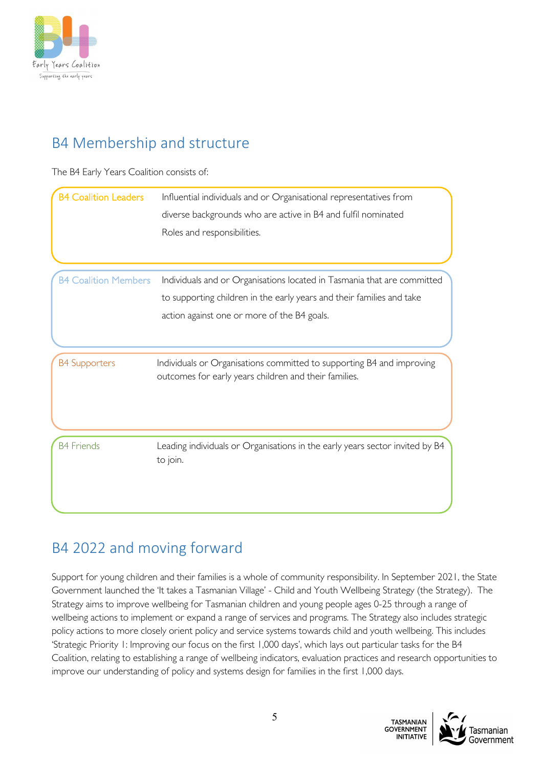## B4 Membership and structure

The B4 Early Years Coalition consists of:

| | |
|---|---|
| B4 Coalition Leaders | Influential individuals and or Organisational representatives from diverse backgrounds who are active in B4 and fulfil nominated Roles and responsibilities. |
| B4 Coalition Members | Individuals and or Organisations located in Tasmania that are committed to supporting children in the early years and their families and take action against one or more of the B4 goals. |
| B4 Supporters | Individuals or Organisations committed to supporting B4 and improving outcomes for early years children and their families. |
| B4 Friends | Leading individuals or Organisations in the early years sector invited by B4 to join. |

## B4 2022 and moving forward

Support for young children and their families is a whole of community responsibility. In September 2021, the State Government launched the 'It takes a Tasmanian Village' - Child and Youth Wellbeing Strategy (the Strategy). The Strategy aims to improve wellbeing for Tasmanian children and young people ages 0-25 through a range of wellbeing actions to implement or expand a range of services and programs. The Strategy also includes strategic policy actions to more closely orient policy and service systems towards child and youth wellbeing. This includes 'Strategic Priority 1: Improving our focus on the first 1,000 days', which lays out particular tasks for the B4 Coalition, relating to establishing a range of wellbeing indicators, evaluation practices and research opportunities to improve our understanding of policy and systems design for families in the first 1,000 days.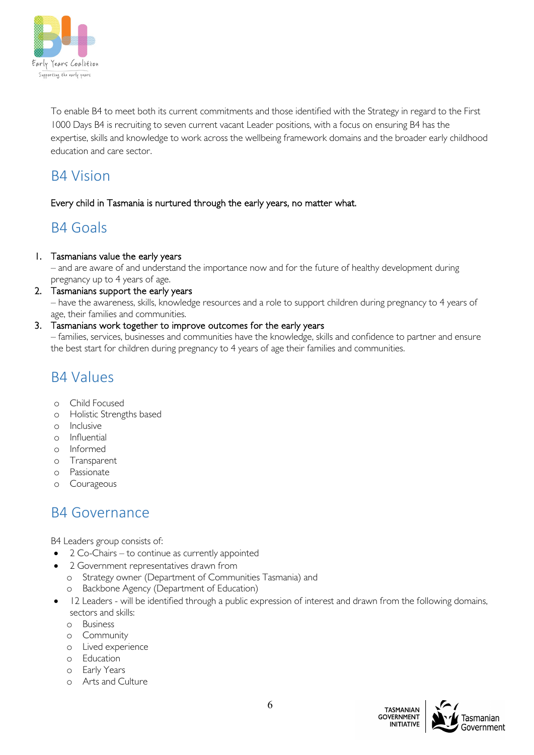To enable B4 to meet both its current commitments and those identified with the Strategy in regard to the First 1000 Days B4 is recruiting to seven current vacant Leader positions, with a focus on ensuring B4 has the expertise, skills and knowledge to work across the wellbeing framework domains and the broader early childhood education and care sector.

## B4 Vision

Every child in Tasmania is nurtured through the early years, no matter what.

## B4 Goals

1. Tasmanians value the early years
   – and are aware of and understand the importance now and for the future of healthy development during pregnancy up to 4 years of age.
2. Tasmanians support the early years
   – have the awareness, skills, knowledge resources and a role to support children during pregnancy to 4 years of age, their families and communities.
3. Tasmanians work together to improve outcomes for the early years
   – families, services, businesses and communities have the knowledge, skills and confidence to partner and ensure the best start for children during pregnancy to 4 years of age their families and communities.

## B4 Values

- Child Focused
- Holistic Strengths based
- Inclusive
- Influential
- Informed
- Transparent
- Passionate
- Courageous

## B4 Governance

B4 Leaders group consists of:

- 2 Co-Chairs – to continue as currently appointed
- 2 Government representatives drawn from
  - Strategy owner (Department of Communities Tasmania) and
  - Backbone Agency (Department of Education)
- 12 Leaders - will be identified through a public expression of interest and drawn from the following domains, sectors and skills:
  - Business
  - Community
  - Lived experience
  - Education
  - Early Years
  - Arts and Culture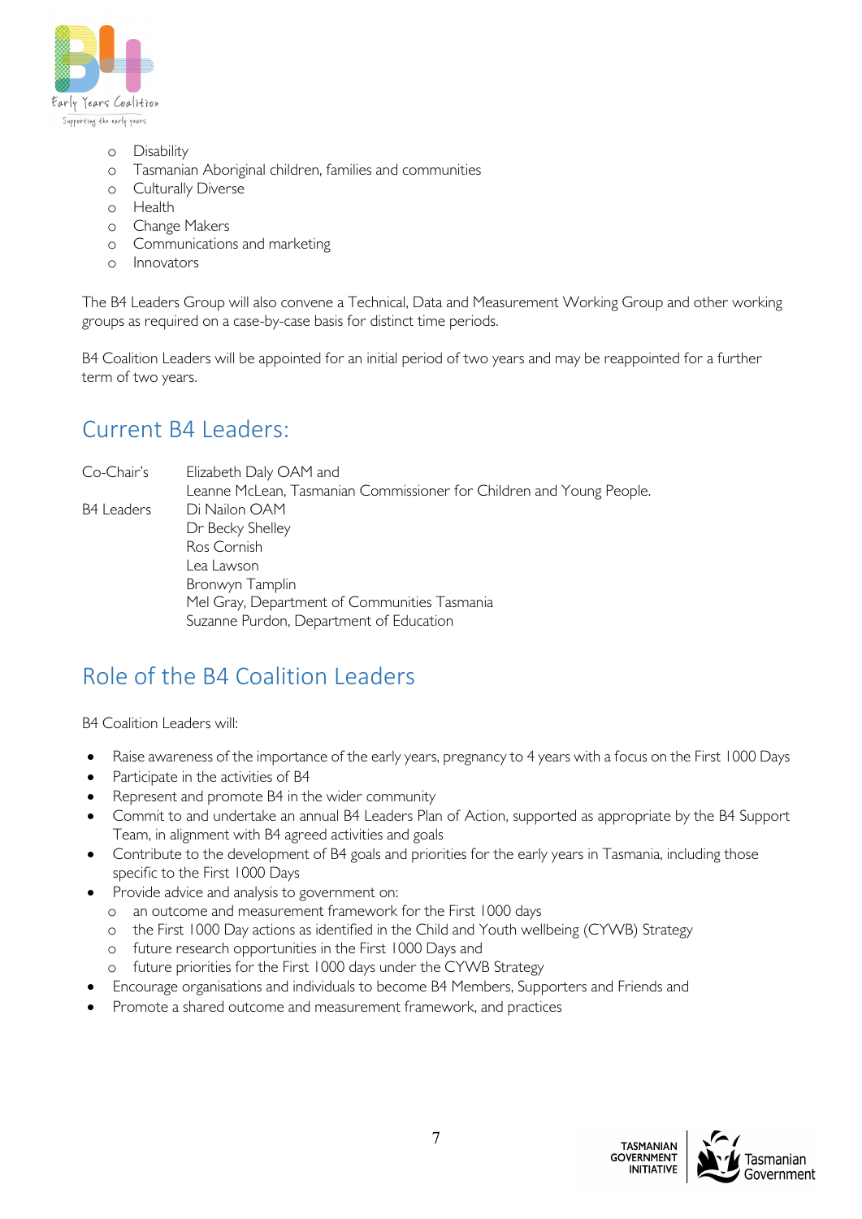- Disability
- Tasmanian Aboriginal children, families and communities
- Culturally Diverse
- Health
- Change Makers
- Communications and marketing
- Innovators

The B4 Leaders Group will also convene a Technical, Data and Measurement Working Group and other working groups as required on a case-by-case basis for distinct time periods.

B4 Coalition Leaders will be appointed for an initial period of two years and may be reappointed for a further term of two years.

## Current B4 Leaders:

| | |
|---|---|
| Co-Chair's | Elizabeth Daly OAM and<br>Leanne McLean, Tasmanian Commissioner for Children and Young People. |
| B4 Leaders | Di Nailon OAM<br>Dr Becky Shelley<br>Ros Cornish<br>Lea Lawson<br>Bronwyn Tamplin<br>Mel Gray, Department of Communities Tasmania<br>Suzanne Purdon, Department of Education |

## Role of the B4 Coalition Leaders

B4 Coalition Leaders will:

- Raise awareness of the importance of the early years, pregnancy to 4 years with a focus on the First 1000 Days
- Participate in the activities of B4
- Represent and promote B4 in the wider community
- Commit to and undertake an annual B4 Leaders Plan of Action, supported as appropriate by the B4 Support Team, in alignment with B4 agreed activities and goals
- Contribute to the development of B4 goals and priorities for the early years in Tasmania, including those specific to the First 1000 Days
- Provide advice and analysis to government on:
  - an outcome and measurement framework for the First 1000 days
  - the First 1000 Day actions as identified in the Child and Youth wellbeing (CYWB) Strategy
  - future research opportunities in the First 1000 Days and
  - future priorities for the First 1000 days under the CYWB Strategy
- Encourage organisations and individuals to become B4 Members, Supporters and Friends and
- Promote a shared outcome and measurement framework, and practices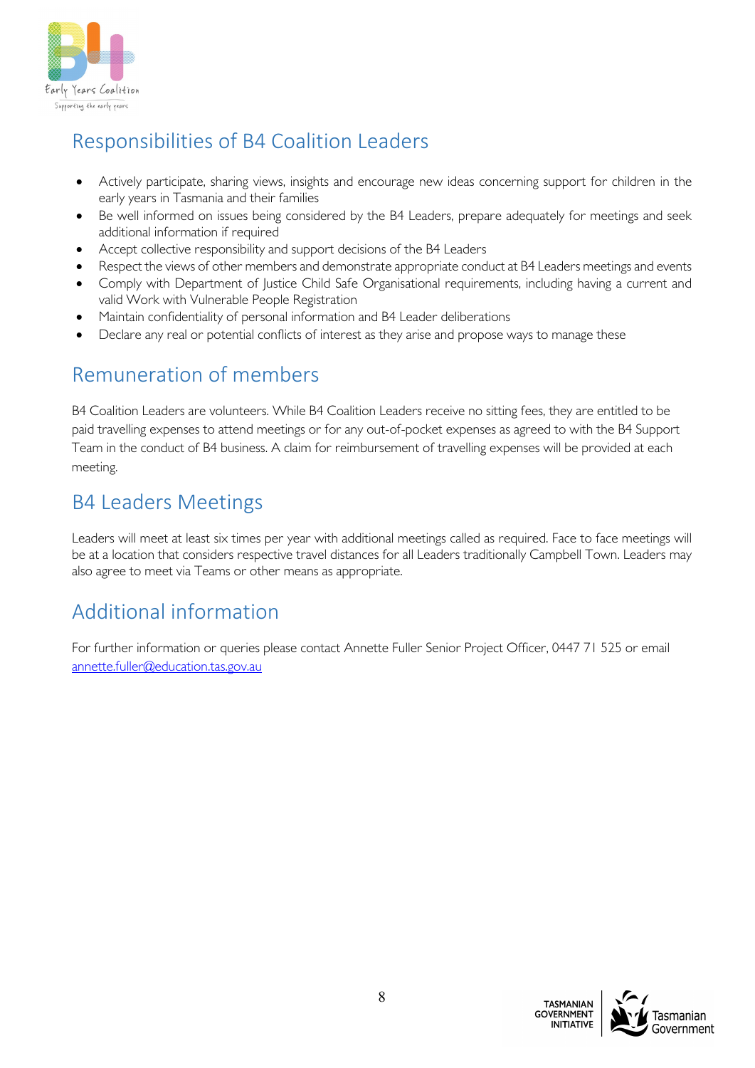## Responsibilities of B4 Coalition Leaders

- Actively participate, sharing views, insights and encourage new ideas concerning support for children in the early years in Tasmania and their families
- Be well informed on issues being considered by the B4 Leaders, prepare adequately for meetings and seek additional information if required
- Accept collective responsibility and support decisions of the B4 Leaders
- Respect the views of other members and demonstrate appropriate conduct at B4 Leaders meetings and events
- Comply with Department of Justice Child Safe Organisational requirements, including having a current and valid Work with Vulnerable People Registration
- Maintain confidentiality of personal information and B4 Leader deliberations
- Declare any real or potential conflicts of interest as they arise and propose ways to manage these

## Remuneration of members

B4 Coalition Leaders are volunteers. While B4 Coalition Leaders receive no sitting fees, they are entitled to be paid travelling expenses to attend meetings or for any out-of-pocket expenses as agreed to with the B4 Support Team in the conduct of B4 business. A claim for reimbursement of travelling expenses will be provided at each meeting.

## B4 Leaders Meetings

Leaders will meet at least six times per year with additional meetings called as required. Face to face meetings will be at a location that considers respective travel distances for all Leaders traditionally Campbell Town. Leaders may also agree to meet via Teams or other means as appropriate.

## Additional information

For further information or queries please contact Annette Fuller Senior Project Officer, 0447 71 525 or email annette.fuller@education.tas.gov.au